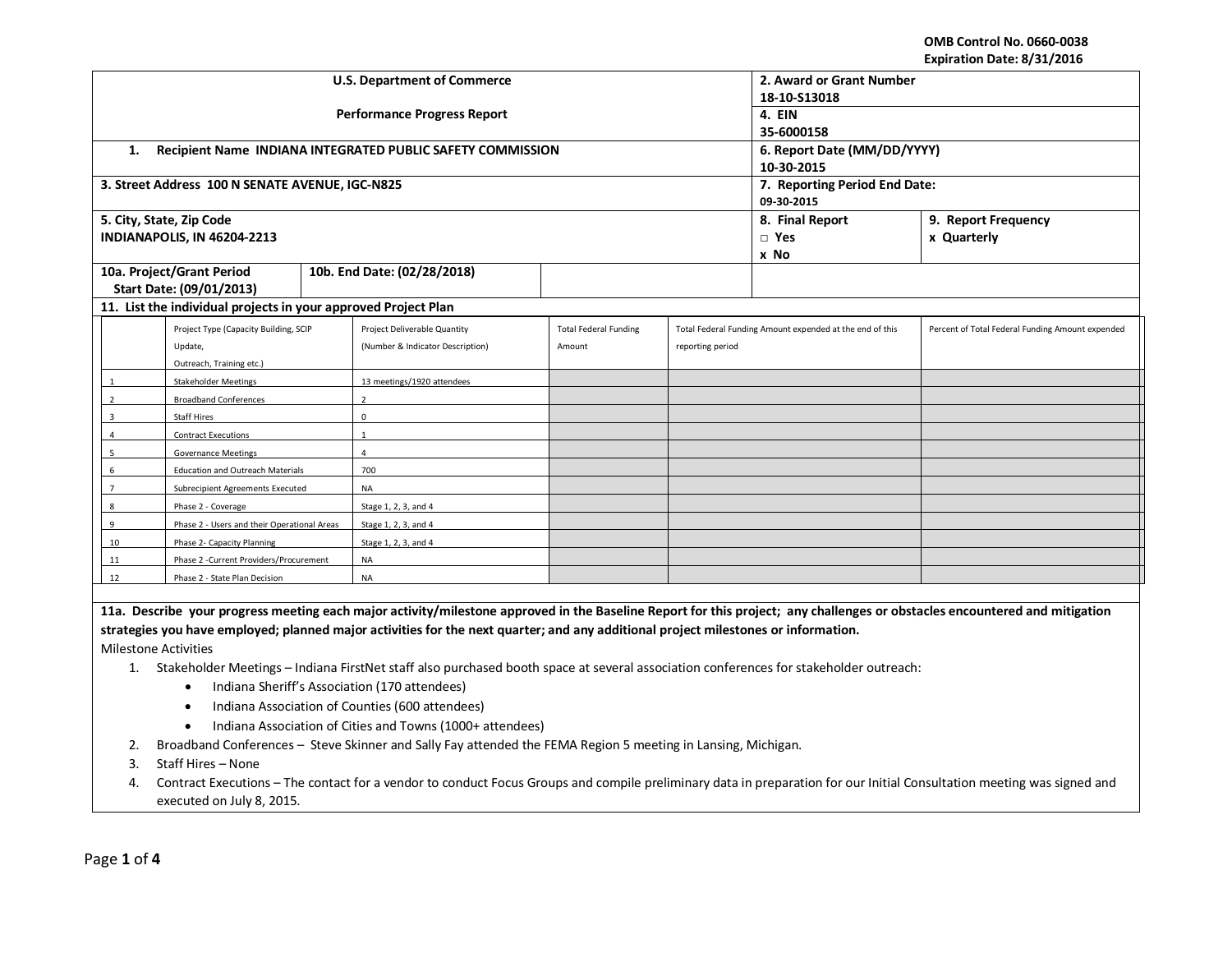OMB Control No. 0660-0038
Expiration Date: 8/31/2016

| U.S. Department of Commerce<br><br>Performance Progress Report | 2. Award or Grant Number<br>18-10-S13018 | |
|---|---|---|
| | 4. EIN<br>35-6000158 | |
| 1. Recipient Name INDIANA INTEGRATED PUBLIC SAFETY COMMISSION | 6. Report Date (MM/DD/YYYY)<br>10-30-2015 | |
| 3. Street Address 100 N SENATE AVENUE, IGC-N825 | 7. Reporting Period End Date:<br>09-30-2015 | |
| 5. City, State, Zip Code<br>INDIANAPOLIS, IN 46204-2213 | 8. Final Report<br>□ Yes<br>x No | 9. Report Frequency<br>x Quarterly |
| 10a. Project/Grant Period Start Date: (09/01/2013) — 10b. End Date: (02/28/2018) | | |

**11. List the individual projects in your approved Project Plan**

| | Project Type (Capacity Building, SCIP Update, Outreach, Training etc.) | Project Deliverable Quantity (Number & Indicator Description) | Total Federal Funding Amount | Total Federal Funding Amount expended at the end of this reporting period | Percent of Total Federal Funding Amount expended |
|---|---|---|---|---|---|
| 1 | Stakeholder Meetings | 13 meetings/1920 attendees | | | |
| 2 | Broadband Conferences | 2 | | | |
| 3 | Staff Hires | 0 | | | |
| 4 | Contract Executions | 1 | | | |
| 5 | Governance Meetings | 4 | | | |
| 6 | Education and Outreach Materials | 700 | | | |
| 7 | Subrecipient Agreements Executed | NA | | | |
| 8 | Phase 2 - Coverage | Stage 1, 2, 3, and 4 | | | |
| 9 | Phase 2 - Users and their Operational Areas | Stage 1, 2, 3, and 4 | | | |
| 10 | Phase 2- Capacity Planning | Stage 1, 2, 3, and 4 | | | |
| 11 | Phase 2 -Current Providers/Procurement | NA | | | |
| 12 | Phase 2 - State Plan Decision | NA | | | |

**11a. Describe your progress meeting each major activity/milestone approved in the Baseline Report for this project; any challenges or obstacles encountered and mitigation strategies you have employed; planned major activities for the next quarter; and any additional project milestones or information.**

Milestone Activities

1. Stakeholder Meetings – Indiana FirstNet staff also purchased booth space at several association conferences for stakeholder outreach:
   - Indiana Sheriff's Association (170 attendees)
   - Indiana Association of Counties (600 attendees)
   - Indiana Association of Cities and Towns (1000+ attendees)
2. Broadband Conferences – Steve Skinner and Sally Fay attended the FEMA Region 5 meeting in Lansing, Michigan.
3. Staff Hires – None
4. Contract Executions – The contact for a vendor to conduct Focus Groups and compile preliminary data in preparation for our Initial Consultation meeting was signed and executed on July 8, 2015.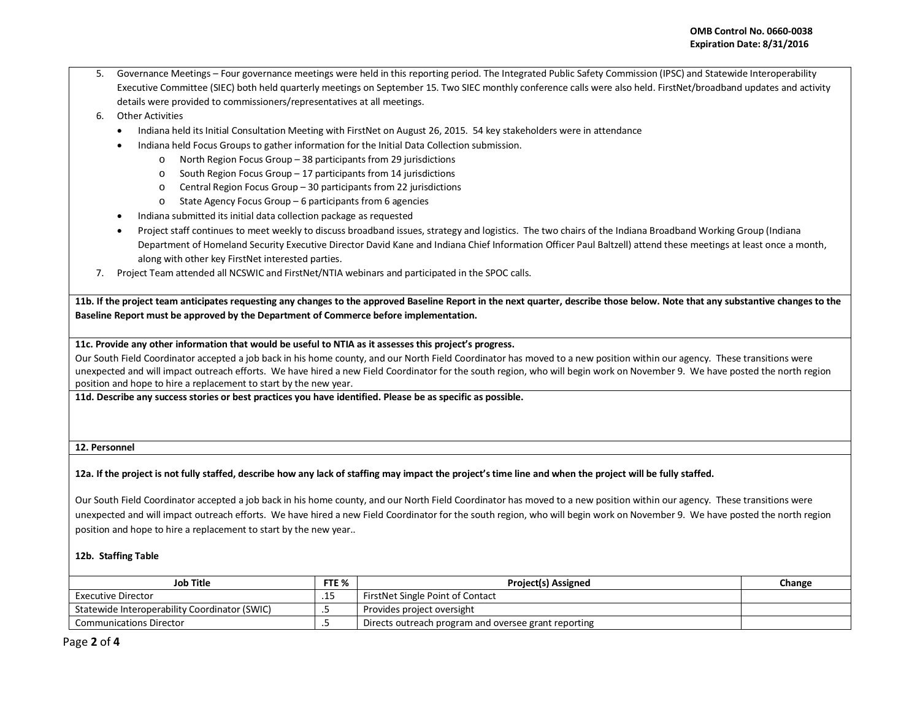5. Governance Meetings – Four governance meetings were held in this reporting period. The Integrated Public Safety Commission (IPSC) and Statewide Interoperability Executive Committee (SIEC) both held quarterly meetings on September 15. Two SIEC monthly conference calls were also held. FirstNet/broadband updates and activity details were provided to commissioners/representatives at all meetings.
6. Other Activities
   - Indiana held its Initial Consultation Meeting with FirstNet on August 26, 2015. 54 key stakeholders were in attendance
   - Indiana held Focus Groups to gather information for the Initial Data Collection submission.
     - North Region Focus Group – 38 participants from 29 jurisdictions
     - South Region Focus Group – 17 participants from 14 jurisdictions
     - Central Region Focus Group – 30 participants from 22 jurisdictions
     - State Agency Focus Group – 6 participants from 6 agencies
   - Indiana submitted its initial data collection package as requested
   - Project staff continues to meet weekly to discuss broadband issues, strategy and logistics. The two chairs of the Indiana Broadband Working Group (Indiana Department of Homeland Security Executive Director David Kane and Indiana Chief Information Officer Paul Baltzell) attend these meetings at least once a month, along with other key FirstNet interested parties.
7. Project Team attended all NCSWIC and FirstNet/NTIA webinars and participated in the SPOC calls.

**11b. If the project team anticipates requesting any changes to the approved Baseline Report in the next quarter, describe those below. Note that any substantive changes to the Baseline Report must be approved by the Department of Commerce before implementation.**

**11c. Provide any other information that would be useful to NTIA as it assesses this project's progress.**

Our South Field Coordinator accepted a job back in his home county, and our North Field Coordinator has moved to a new position within our agency. These transitions were unexpected and will impact outreach efforts. We have hired a new Field Coordinator for the south region, who will begin work on November 9. We have posted the north region position and hope to hire a replacement to start by the new year.

**11d. Describe any success stories or best practices you have identified. Please be as specific as possible.**

**12. Personnel**

**12a. If the project is not fully staffed, describe how any lack of staffing may impact the project's time line and when the project will be fully staffed.**

Our South Field Coordinator accepted a job back in his home county, and our North Field Coordinator has moved to a new position within our agency. These transitions were unexpected and will impact outreach efforts. We have hired a new Field Coordinator for the south region, who will begin work on November 9. We have posted the north region position and hope to hire a replacement to start by the new year..

**12b. Staffing Table**

| Job Title | FTE % | Project(s) Assigned | Change |
|---|---|---|---|
| Executive Director | .15 | FirstNet Single Point of Contact | |
| Statewide Interoperability Coordinator (SWIC) | .5 | Provides project oversight | |
| Communications Director | .5 | Directs outreach program and oversee grant reporting | |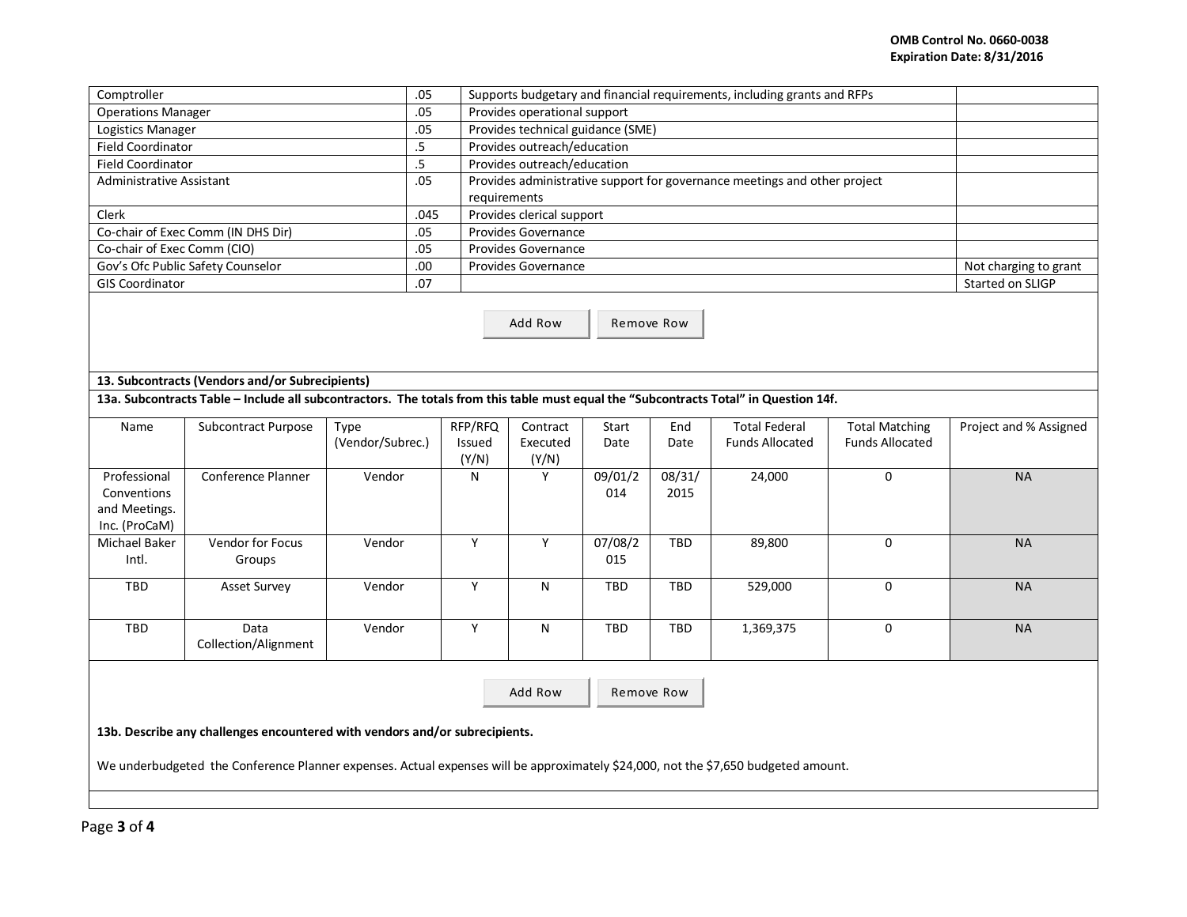| | | | |
|---|---|---|---|
| Comptroller | .05 | Supports budgetary and financial requirements, including grants and RFPs | |
| Operations Manager | .05 | Provides operational support | |
| Logistics Manager | .05 | Provides technical guidance (SME) | |
| Field Coordinator | .5 | Provides outreach/education | |
| Field Coordinator | .5 | Provides outreach/education | |
| Administrative Assistant | .05 | Provides administrative support for governance meetings and other project requirements | |
| Clerk | .045 | Provides clerical support | |
| Co-chair of Exec Comm (IN DHS Dir) | .05 | Provides Governance | |
| Co-chair of Exec Comm (CIO) | .05 | Provides Governance | |
| Gov's Ofc Public Safety Counselor | .00 | Provides Governance | Not charging to grant |
| GIS Coordinator | .07 | | Started on SLIGP |

Add Row Remove Row

**13. Subcontracts (Vendors and/or Subrecipients)**

**13a. Subcontracts Table – Include all subcontractors. The totals from this table must equal the "Subcontracts Total" in Question 14f.**

| Name | Subcontract Purpose | Type (Vendor/Subrec.) | RFP/RFQ Issued (Y/N) | Contract Executed (Y/N) | Start Date | End Date | Total Federal Funds Allocated | Total Matching Funds Allocated | Project and % Assigned |
|---|---|---|---|---|---|---|---|---|---|
| Professional Conventions and Meetings. Inc. (ProCaM) | Conference Planner | Vendor | N | Y | 09/01/2014 | 08/31/2015 | 24,000 | 0 | NA |
| Michael Baker Intl. | Vendor for Focus Groups | Vendor | Y | Y | 07/08/2015 | TBD | 89,800 | 0 | NA |
| TBD | Asset Survey | Vendor | Y | N | TBD | TBD | 529,000 | 0 | NA |
| TBD | Data Collection/Alignment | Vendor | Y | N | TBD | TBD | 1,369,375 | 0 | NA |

Add Row Remove Row

**13b. Describe any challenges encountered with vendors and/or subrecipients.**

We underbudgeted the Conference Planner expenses. Actual expenses will be approximately $24,000, not the $7,650 budgeted amount.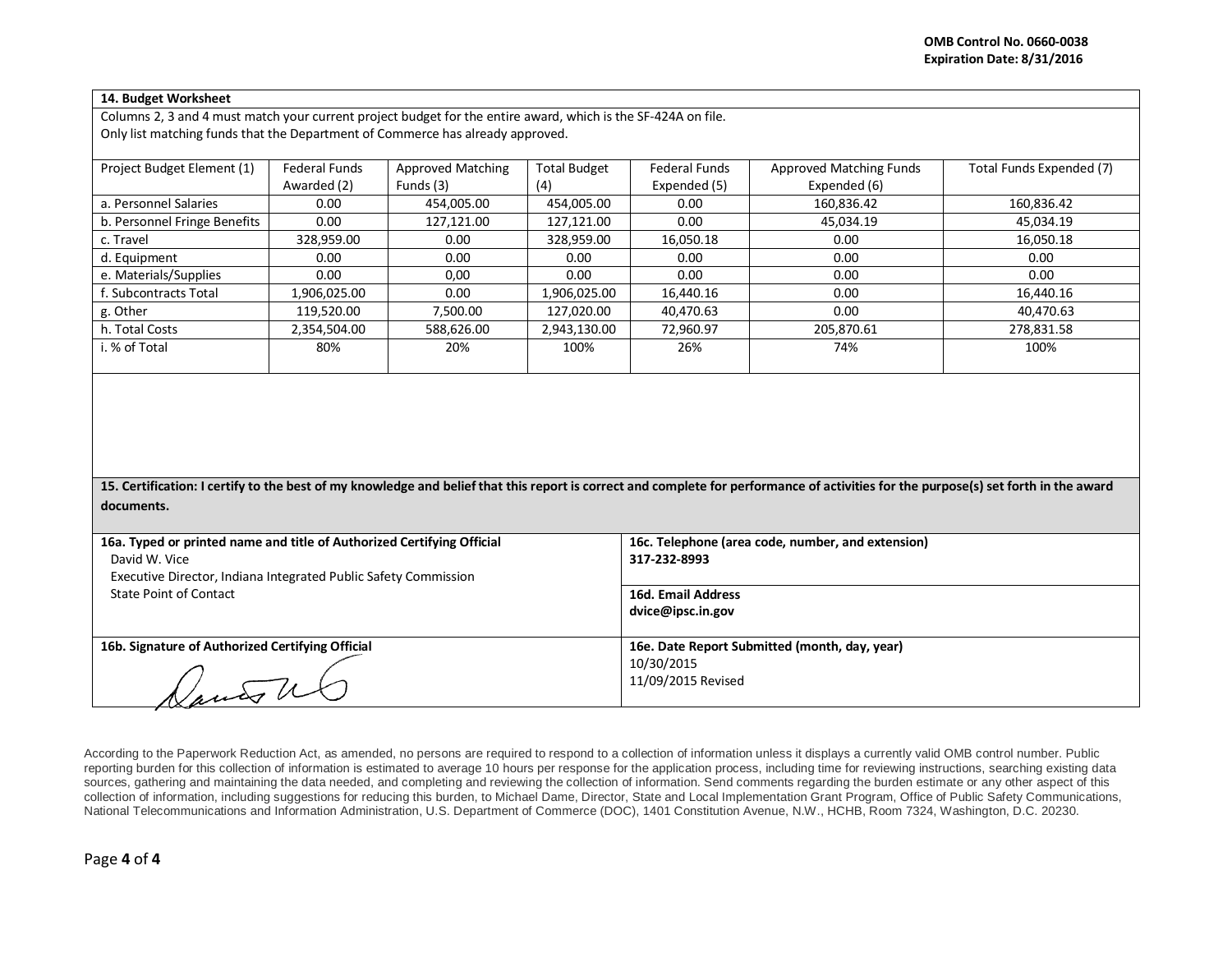OMB Control No. 0660-0038
Expiration Date: 8/31/2016

**14. Budget Worksheet**

Columns 2, 3 and 4 must match your current project budget for the entire award, which is the SF-424A on file.
Only list matching funds that the Department of Commerce has already approved.

| Project Budget Element (1) | Federal Funds Awarded (2) | Approved Matching Funds (3) | Total Budget (4) | Federal Funds Expended (5) | Approved Matching Funds Expended (6) | Total Funds Expended (7) |
|---|---|---|---|---|---|---|
| a. Personnel Salaries | 0.00 | 454,005.00 | 454,005.00 | 0.00 | 160,836.42 | 160,836.42 |
| b. Personnel Fringe Benefits | 0.00 | 127,121.00 | 127,121.00 | 0.00 | 45,034.19 | 45,034.19 |
| c. Travel | 328,959.00 | 0.00 | 328,959.00 | 16,050.18 | 0.00 | 16,050.18 |
| d. Equipment | 0.00 | 0.00 | 0.00 | 0.00 | 0.00 | 0.00 |
| e. Materials/Supplies | 0.00 | 0,00 | 0.00 | 0.00 | 0.00 | 0.00 |
| f. Subcontracts Total | 1,906,025.00 | 0.00 | 1,906,025.00 | 16,440.16 | 0.00 | 16,440.16 |
| g. Other | 119,520.00 | 7,500.00 | 127,020.00 | 40,470.63 | 0.00 | 40,470.63 |
| h. Total Costs | 2,354,504.00 | 588,626.00 | 2,943,130.00 | 72,960.97 | 205,870.61 | 278,831.58 |
| i. % of Total | 80% | 20% | 100% | 26% | 74% | 100% |

**15. Certification: I certify to the best of my knowledge and belief that this report is correct and complete for performance of activities for the purpose(s) set forth in the award documents.**

**16a. Typed or printed name and title of Authorized Certifying Official**
David W. Vice
Executive Director, Indiana Integrated Public Safety Commission
State Point of Contact

**16c. Telephone (area code, number, and extension)**
**317-232-8993**

**16d. Email Address**
**dvice@ipsc.in.gov**

**16b. Signature of Authorized Certifying Official**

**16e. Date Report Submitted (month, day, year)**
10/30/2015
11/09/2015 Revised

According to the Paperwork Reduction Act, as amended, no persons are required to respond to a collection of information unless it displays a currently valid OMB control number. Public reporting burden for this collection of information is estimated to average 10 hours per response for the application process, including time for reviewing instructions, searching existing data sources, gathering and maintaining the data needed, and completing and reviewing the collection of information. Send comments regarding the burden estimate or any other aspect of this collection of information, including suggestions for reducing this burden, to Michael Dame, Director, State and Local Implementation Grant Program, Office of Public Safety Communications, National Telecommunications and Information Administration, U.S. Department of Commerce (DOC), 1401 Constitution Avenue, N.W., HCHB, Room 7324, Washington, D.C. 20230.